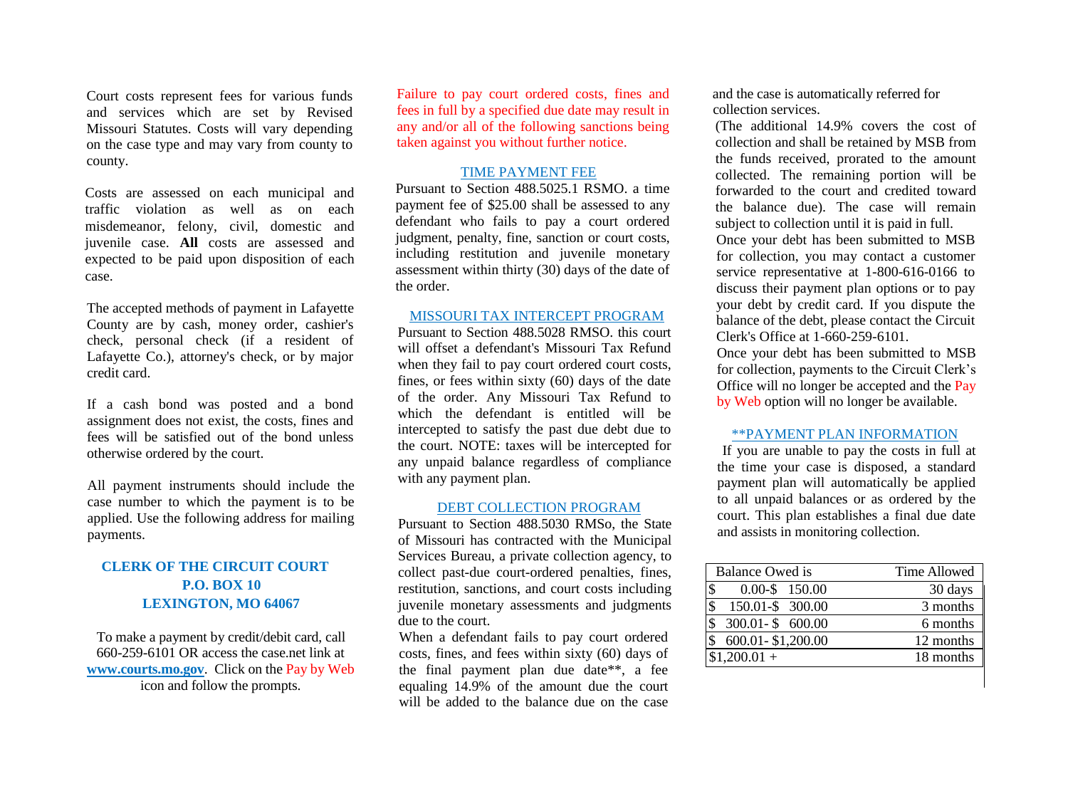Court costs represent fees for various funds and services which are set by Revised Missouri Statutes. Costs will vary depending on the case type and may vary from county to county.

Costs are assessed on each municipal and traffic violation as well as on each misdemeanor, felony, civil, domestic and juvenile case. **All** costs are assessed and expected to be paid upon disposition of each case.

The accepted methods of payment in Lafayette County are by cash, money order, cashier's check, personal check (if a resident of Lafayette Co.), attorney's check, or by major credit card.

If a cash bond was posted and a bond assignment does not exist, the costs, fines and fees will be satisfied out of the bond unless otherwise ordered by the court.

All payment instruments should include the case number to which the payment is to be applied. Use the following address for mailing payments.

**CLERK OF THE CIRCUIT COURT**
**P.O. BOX 10**
**LEXINGTON, MO 64067**

To make a payment by credit/debit card, call 660-259-6101 OR access the case.net link at **www.courts.mo.gov**. Click on the Pay by Web icon and follow the prompts.

Failure to pay court ordered costs, fines and fees in full by a specified due date may result in any and/or all of the following sanctions being taken against you without further notice.

## TIME PAYMENT FEE

Pursuant to Section 488.5025.1 RSMO. a time payment fee of $25.00 shall be assessed to any defendant who fails to pay a court ordered judgment, penalty, fine, sanction or court costs, including restitution and juvenile monetary assessment within thirty (30) days of the date of the order.

## MISSOURI TAX INTERCEPT PROGRAM

Pursuant to Section 488.5028 RMSO. this court will offset a defendant's Missouri Tax Refund when they fail to pay court ordered court costs, fines, or fees within sixty (60) days of the date of the order. Any Missouri Tax Refund to which the defendant is entitled will be intercepted to satisfy the past due debt due to the court. NOTE: taxes will be intercepted for any unpaid balance regardless of compliance with any payment plan.

## DEBT COLLECTION PROGRAM

Pursuant to Section 488.5030 RMSo, the State of Missouri has contracted with the Municipal Services Bureau, a private collection agency, to collect past-due court-ordered penalties, fines, restitution, sanctions, and court costs including juvenile monetary assessments and judgments due to the court.

When a defendant fails to pay court ordered costs, fines, and fees within sixty (60) days of the final payment plan due date**, a fee equaling 14.9% of the amount due the court will be added to the balance due on the case and the case is automatically referred for collection services.

(The additional 14.9% covers the cost of collection and shall be retained by MSB from the funds received, prorated to the amount collected. The remaining portion will be forwarded to the court and credited toward the balance due). The case will remain subject to collection until it is paid in full.

Once your debt has been submitted to MSB for collection, you may contact a customer service representative at 1-800-616-0166 to discuss their payment plan options or to pay your debt by credit card. If you dispute the balance of the debt, please contact the Circuit Clerk's Office at 1-660-259-6101.

Once your debt has been submitted to MSB for collection, payments to the Circuit Clerk's Office will no longer be accepted and the Pay by Web option will no longer be available.

## **PAYMENT PLAN INFORMATION

If you are unable to pay the costs in full at the time your case is disposed, a standard payment plan will automatically be applied to all unpaid balances or as ordered by the court. This plan establishes a final due date and assists in monitoring collection.

| Balance Owed is | Time Allowed |
|---|---|
| $ 0.00-$ 150.00 | 30 days |
| $ 150.01-$ 300.00 | 3 months |
| $ 300.01-$ 600.00 | 6 months |
| $ 600.01-$1,200.00 | 12 months |
| $1,200.01 + | 18 months |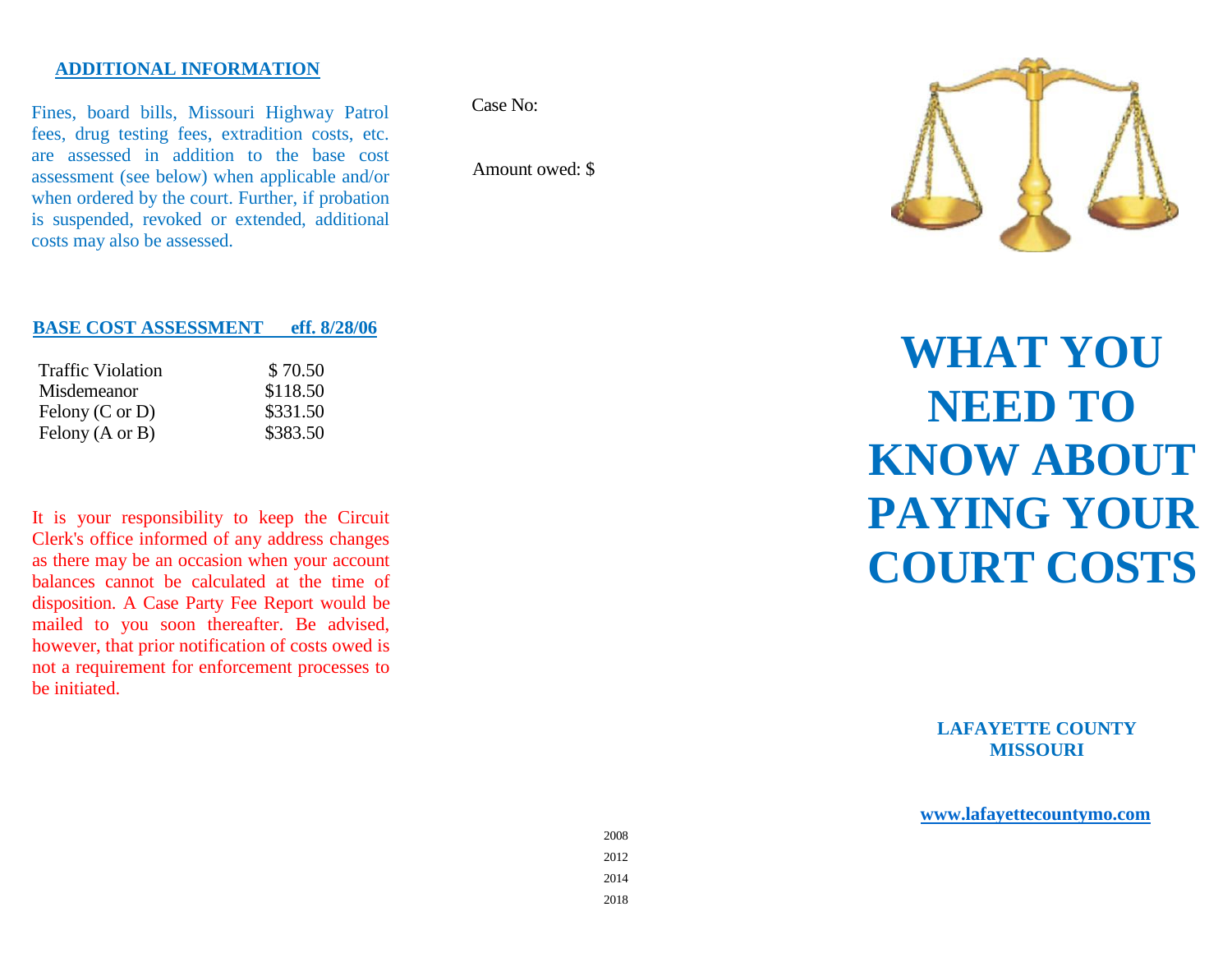## ADDITIONAL INFORMATION

Fines, board bills, Missouri Highway Patrol fees, drug testing fees, extradition costs, etc. are assessed in addition to the base cost assessment (see below) when applicable and/or when ordered by the court. Further, if probation is suspended, revoked or extended, additional costs may also be assessed.

## BASE COST ASSESSMENT eff. 8/28/06

| | |
|---|---|
| Traffic Violation | $ 70.50 |
| Misdemeanor | $118.50 |
| Felony (C or D) | $331.50 |
| Felony (A or B) | $383.50 |

It is your responsibility to keep the Circuit Clerk's office informed of any address changes as there may be an occasion when your account balances cannot be calculated at the time of disposition. A Case Party Fee Report would be mailed to you soon thereafter. Be advised, however, that prior notification of costs owed is not a requirement for enforcement processes to be initiated.

Case No:

Amount owed: $

2008
2012
2014
2018

# WHAT YOU NEED TO KNOW ABOUT PAYING YOUR COURT COSTS

**LAFAYETTE COUNTY**
**MISSOURI**

**www.lafayettecountymo.com**